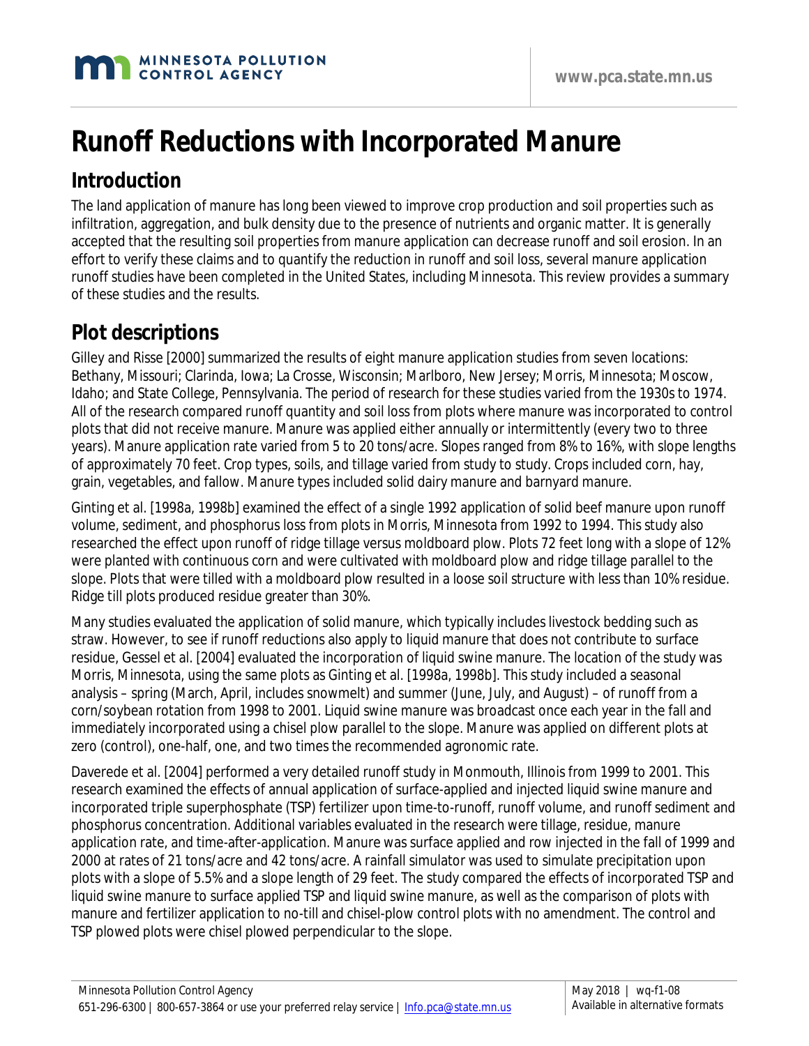# Runoff Reductions with Incorporated Manure

## Introduction

The land application of manure has long been viewed to improve crop production and soil properties such as infiltration, aggregation, and bulk density due to the presence of nutrients and organic matter. It is generally accepted that the resulting soil properties from manure application can decrease runoff and soil erosion. In an effort to verify these claims and to quantify the reduction in runoff and soil loss, several manure application runoff studies have been completed in the United States, including Minnesota. This review provides a summary of these studies and the results.

## Plot descriptions

Gilley and Risse [2000] summarized the results of eight manure application studies from seven locations: Bethany, Missouri; Clarinda, Iowa; La Crosse, Wisconsin; Marlboro, New Jersey; Morris, Minnesota; Moscow, Idaho; and State College, Pennsylvania. The period of research for these studies varied from the 1930s to 1974. All of the research compared runoff quantity and soil loss from plots where manure was incorporated to control plots that did not receive manure. Manure was applied either annually or intermittently (every two to three years). Manure application rate varied from 5 to 20 tons/acre. Slopes ranged from 8% to 16%, with slope lengths of approximately 70 feet. Crop types, soils, and tillage varied from study to study. Crops included corn, hay, grain, vegetables, and fallow. Manure types included solid dairy manure and barnyard manure.

Ginting et al. [1998a, 1998b] examined the effect of a single 1992 application of solid beef manure upon runoff volume, sediment, and phosphorus loss from plots in Morris, Minnesota from 1992 to 1994. This study also researched the effect upon runoff of ridge tillage versus moldboard plow. Plots 72 feet long with a slope of 12% were planted with continuous corn and were cultivated with moldboard plow and ridge tillage parallel to the slope. Plots that were tilled with a moldboard plow resulted in a loose soil structure with less than 10% residue. Ridge till plots produced residue greater than 30%.

Many studies evaluated the application of solid manure, which typically includes livestock bedding such as straw. However, to see if runoff reductions also apply to liquid manure that does not contribute to surface residue, Gessel et al. [2004] evaluated the incorporation of liquid swine manure. The location of the study was Morris, Minnesota, using the same plots as Ginting et al. [1998a, 1998b]. This study included a seasonal analysis – spring (March, April, includes snowmelt) and summer (June, July, and August) – of runoff from a corn/soybean rotation from 1998 to 2001. Liquid swine manure was broadcast once each year in the fall and immediately incorporated using a chisel plow parallel to the slope. Manure was applied on different plots at zero (control), one-half, one, and two times the recommended agronomic rate.

Daverede et al. [2004] performed a very detailed runoff study in Monmouth, Illinois from 1999 to 2001. This research examined the effects of annual application of surface-applied and injected liquid swine manure and incorporated triple superphosphate (TSP) fertilizer upon time-to-runoff, runoff volume, and runoff sediment and phosphorus concentration. Additional variables evaluated in the research were tillage, residue, manure application rate, and time-after-application. Manure was surface applied and row injected in the fall of 1999 and 2000 at rates of 21 tons/acre and 42 tons/acre. A rainfall simulator was used to simulate precipitation upon plots with a slope of 5.5% and a slope length of 29 feet. The study compared the effects of incorporated TSP and liquid swine manure to surface applied TSP and liquid swine manure, as well as the comparison of plots with manure and fertilizer application to no-till and chisel-plow control plots with no amendment. The control and TSP plowed plots were chisel plowed perpendicular to the slope.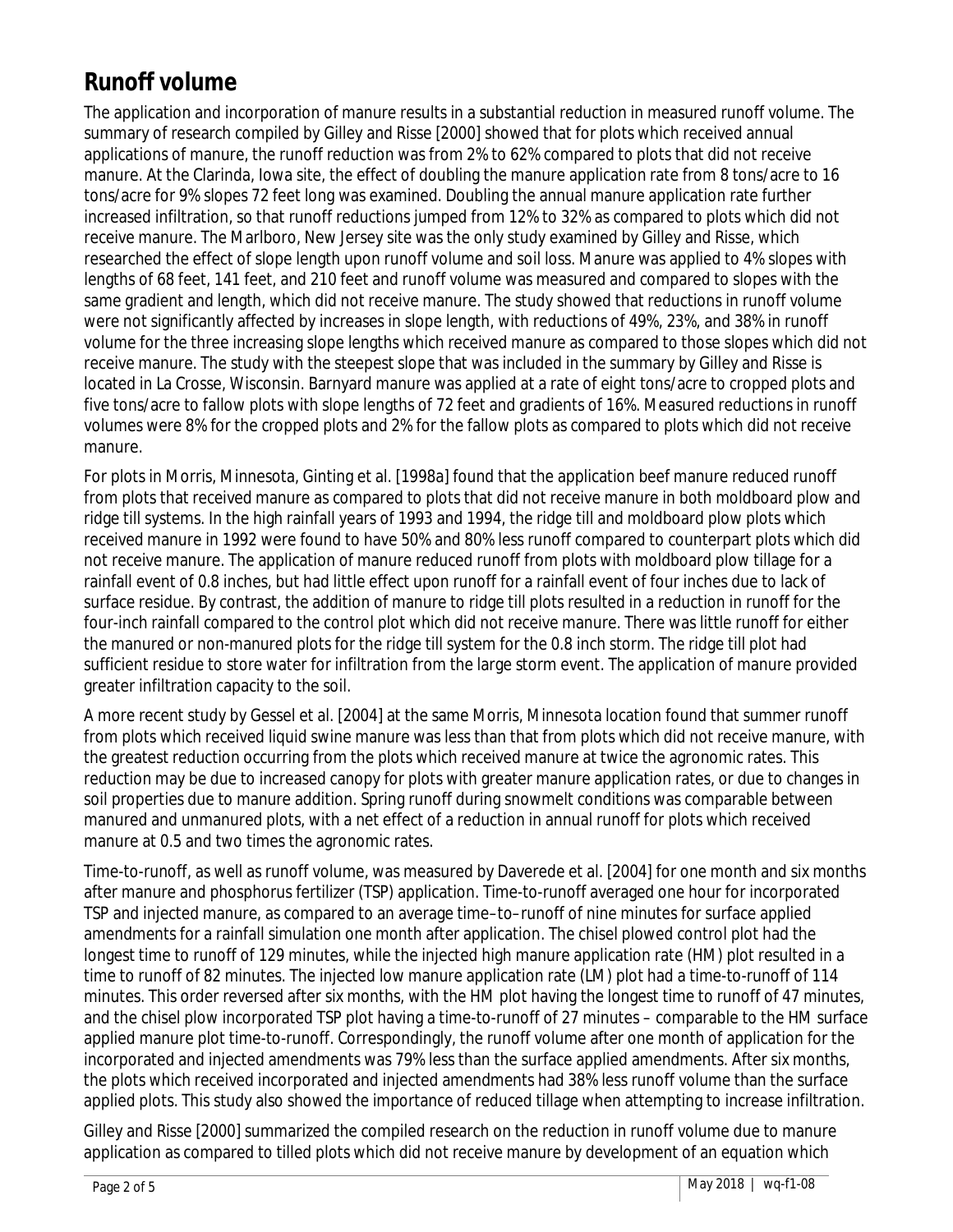## Runoff volume

The application and incorporation of manure results in a substantial reduction in measured runoff volume. The summary of research compiled by Gilley and Risse [2000] showed that for plots which received annual applications of manure, the runoff reduction was from 2% to 62% compared to plots that did not receive manure. At the Clarinda, Iowa site, the effect of doubling the manure application rate from 8 tons/acre to 16 tons/acre for 9% slopes 72 feet long was examined. Doubling the annual manure application rate further increased infiltration, so that runoff reductions jumped from 12% to 32% as compared to plots which did not receive manure. The Marlboro, New Jersey site was the only study examined by Gilley and Risse, which researched the effect of slope length upon runoff volume and soil loss. Manure was applied to 4% slopes with lengths of 68 feet, 141 feet, and 210 feet and runoff volume was measured and compared to slopes with the same gradient and length, which did not receive manure. The study showed that reductions in runoff volume were not significantly affected by increases in slope length, with reductions of 49%, 23%, and 38% in runoff volume for the three increasing slope lengths which received manure as compared to those slopes which did not receive manure. The study with the steepest slope that was included in the summary by Gilley and Risse is located in La Crosse, Wisconsin. Barnyard manure was applied at a rate of eight tons/acre to cropped plots and five tons/acre to fallow plots with slope lengths of 72 feet and gradients of 16%. Measured reductions in runoff volumes were 8% for the cropped plots and 2% for the fallow plots as compared to plots which did not receive manure.

For plots in Morris, Minnesota, Ginting et al. [1998a] found that the application beef manure reduced runoff from plots that received manure as compared to plots that did not receive manure in both moldboard plow and ridge till systems. In the high rainfall years of 1993 and 1994, the ridge till and moldboard plow plots which received manure in 1992 were found to have 50% and 80% less runoff compared to counterpart plots which did not receive manure. The application of manure reduced runoff from plots with moldboard plow tillage for a rainfall event of 0.8 inches, but had little effect upon runoff for a rainfall event of four inches due to lack of surface residue. By contrast, the addition of manure to ridge till plots resulted in a reduction in runoff for the four-inch rainfall compared to the control plot which did not receive manure. There was little runoff for either the manured or non-manured plots for the ridge till system for the 0.8 inch storm. The ridge till plot had sufficient residue to store water for infiltration from the large storm event. The application of manure provided greater infiltration capacity to the soil.

A more recent study by Gessel et al. [2004] at the same Morris, Minnesota location found that summer runoff from plots which received liquid swine manure was less than that from plots which did not receive manure, with the greatest reduction occurring from the plots which received manure at twice the agronomic rates. This reduction may be due to increased canopy for plots with greater manure application rates, or due to changes in soil properties due to manure addition. Spring runoff during snowmelt conditions was comparable between manured and unmanured plots, with a net effect of a reduction in annual runoff for plots which received manure at 0.5 and two times the agronomic rates.

Time-to-runoff, as well as runoff volume, was measured by Daverede et al. [2004] for one month and six months after manure and phosphorus fertilizer (TSP) application. Time-to-runoff averaged one hour for incorporated TSP and injected manure, as compared to an average time–to–runoff of nine minutes for surface applied amendments for a rainfall simulation one month after application. The chisel plowed control plot had the longest time to runoff of 129 minutes, while the injected high manure application rate (HM) plot resulted in a time to runoff of 82 minutes. The injected low manure application rate (LM) plot had a time-to-runoff of 114 minutes. This order reversed after six months, with the HM plot having the longest time to runoff of 47 minutes, and the chisel plow incorporated TSP plot having a time-to-runoff of 27 minutes – comparable to the HM surface applied manure plot time-to-runoff. Correspondingly, the runoff volume after one month of application for the incorporated and injected amendments was 79% less than the surface applied amendments. After six months, the plots which received incorporated and injected amendments had 38% less runoff volume than the surface applied plots. This study also showed the importance of reduced tillage when attempting to increase infiltration.

Gilley and Risse [2000] summarized the compiled research on the reduction in runoff volume due to manure application as compared to tilled plots which did not receive manure by development of an equation which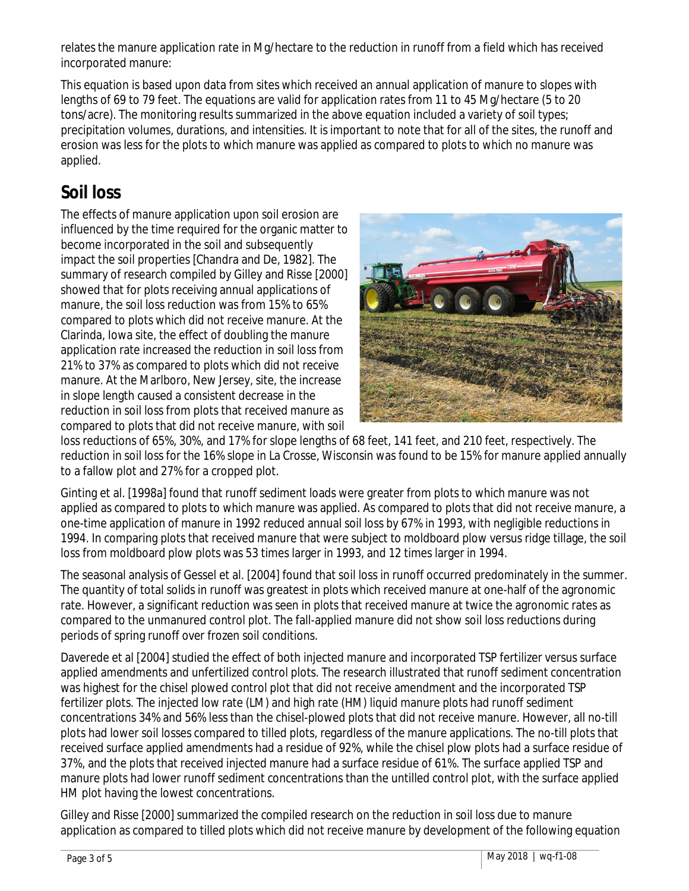relates the manure application rate in Mg/hectare to the reduction in runoff from a field which has received incorporated manure:

This equation is based upon data from sites which received an annual application of manure to slopes with lengths of 69 to 79 feet. The equations are valid for application rates from 11 to 45 Mg/hectare (5 to 20 tons/acre). The monitoring results summarized in the above equation included a variety of soil types; precipitation volumes, durations, and intensities. It is important to note that for all of the sites, the runoff and erosion was less for the plots to which manure was applied as compared to plots to which no manure was applied.

## Soil loss

The effects of manure application upon soil erosion are influenced by the time required for the organic matter to become incorporated in the soil and subsequently impact the soil properties [Chandra and De, 1982]. The summary of research compiled by Gilley and Risse [2000] showed that for plots receiving annual applications of manure, the soil loss reduction was from 15% to 65% compared to plots which did not receive manure. At the Clarinda, Iowa site, the effect of doubling the manure application rate increased the reduction in soil loss from 21% to 37% as compared to plots which did not receive manure. At the Marlboro, New Jersey, site, the increase in slope length caused a consistent decrease in the reduction in soil loss from plots that received manure as compared to plots that did not receive manure, with soil loss reductions of 65%, 30%, and 17% for slope lengths of 68 feet, 141 feet, and 210 feet, respectively. The reduction in soil loss for the 16% slope in La Crosse, Wisconsin was found to be 15% for manure applied annually to a fallow plot and 27% for a cropped plot.

Ginting et al. [1998a] found that runoff sediment loads were greater from plots to which manure was not applied as compared to plots to which manure was applied. As compared to plots that did not receive manure, a one-time application of manure in 1992 reduced annual soil loss by 67% in 1993, with negligible reductions in 1994. In comparing plots that received manure that were subject to moldboard plow versus ridge tillage, the soil loss from moldboard plow plots was 53 times larger in 1993, and 12 times larger in 1994.

The seasonal analysis of Gessel et al. [2004] found that soil loss in runoff occurred predominately in the summer. The quantity of total solids in runoff was greatest in plots which received manure at one-half of the agronomic rate. However, a significant reduction was seen in plots that received manure at twice the agronomic rates as compared to the unmanured control plot. The fall-applied manure did not show soil loss reductions during periods of spring runoff over frozen soil conditions.

Daverede et al [2004] studied the effect of both injected manure and incorporated TSP fertilizer versus surface applied amendments and unfertilized control plots. The research illustrated that runoff sediment concentration was highest for the chisel plowed control plot that did not receive amendment and the incorporated TSP fertilizer plots. The injected low rate (LM) and high rate (HM) liquid manure plots had runoff sediment concentrations 34% and 56% less than the chisel-plowed plots that did not receive manure. However, all no-till plots had lower soil losses compared to tilled plots, regardless of the manure applications. The no-till plots that received surface applied amendments had a residue of 92%, while the chisel plow plots had a surface residue of 37%, and the plots that received injected manure had a surface residue of 61%. The surface applied TSP and manure plots had lower runoff sediment concentrations than the untilled control plot, with the surface applied HM plot having the lowest concentrations.

Gilley and Risse [2000] summarized the compiled research on the reduction in soil loss due to manure application as compared to tilled plots which did not receive manure by development of the following equation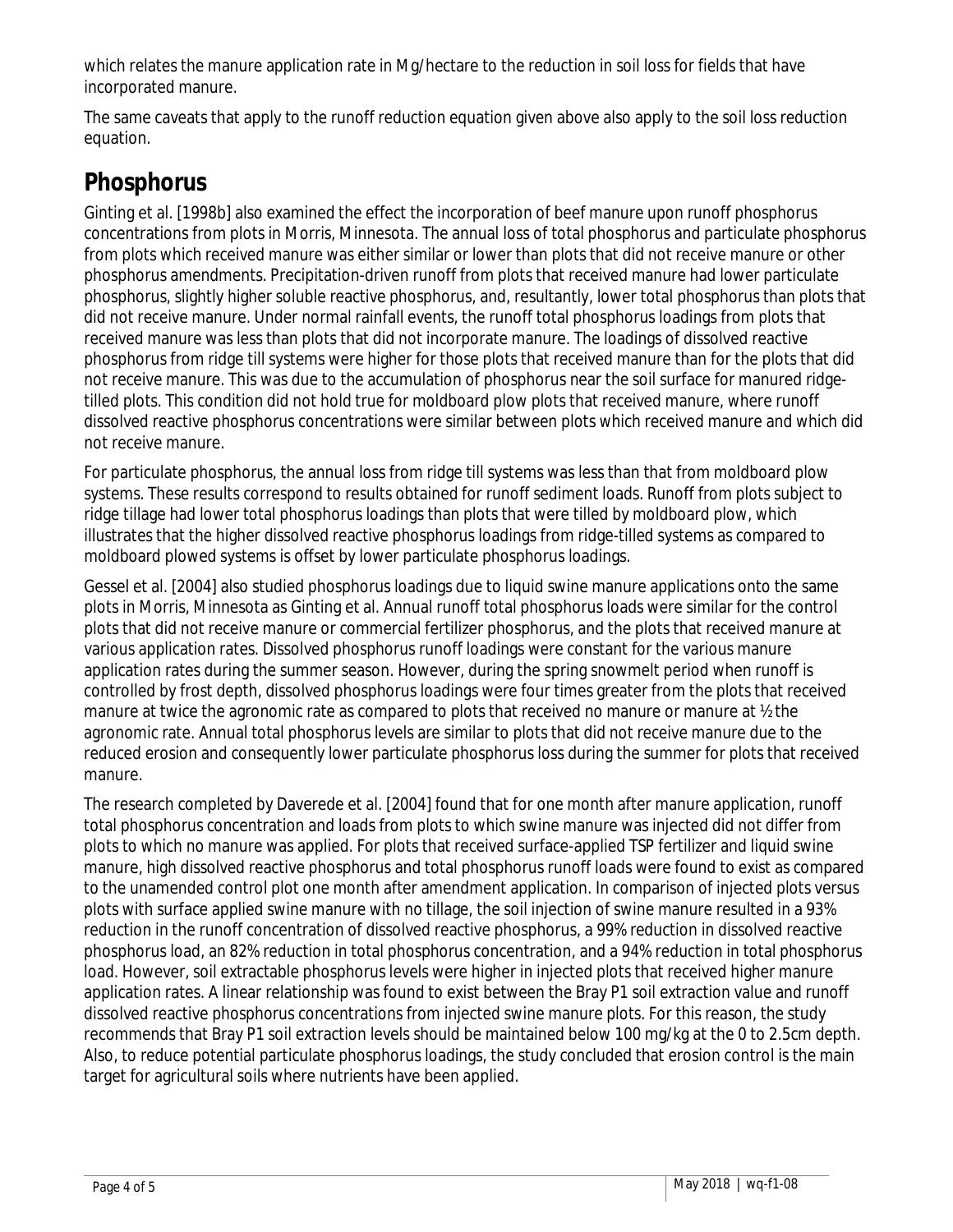which relates the manure application rate in Mg/hectare to the reduction in soil loss for fields that have incorporated manure.

The same caveats that apply to the runoff reduction equation given above also apply to the soil loss reduction equation.

## Phosphorus

Ginting et al. [1998b] also examined the effect the incorporation of beef manure upon runoff phosphorus concentrations from plots in Morris, Minnesota. The annual loss of total phosphorus and particulate phosphorus from plots which received manure was either similar or lower than plots that did not receive manure or other phosphorus amendments. Precipitation-driven runoff from plots that received manure had lower particulate phosphorus, slightly higher soluble reactive phosphorus, and, resultantly, lower total phosphorus than plots that did not receive manure. Under normal rainfall events, the runoff total phosphorus loadings from plots that received manure was less than plots that did not incorporate manure. The loadings of dissolved reactive phosphorus from ridge till systems were higher for those plots that received manure than for the plots that did not receive manure. This was due to the accumulation of phosphorus near the soil surface for manured ridge-tilled plots. This condition did not hold true for moldboard plow plots that received manure, where runoff dissolved reactive phosphorus concentrations were similar between plots which received manure and which did not receive manure.

For particulate phosphorus, the annual loss from ridge till systems was less than that from moldboard plow systems. These results correspond to results obtained for runoff sediment loads. Runoff from plots subject to ridge tillage had lower total phosphorus loadings than plots that were tilled by moldboard plow, which illustrates that the higher dissolved reactive phosphorus loadings from ridge-tilled systems as compared to moldboard plowed systems is offset by lower particulate phosphorus loadings.

Gessel et al. [2004] also studied phosphorus loadings due to liquid swine manure applications onto the same plots in Morris, Minnesota as Ginting et al. Annual runoff total phosphorus loads were similar for the control plots that did not receive manure or commercial fertilizer phosphorus, and the plots that received manure at various application rates. Dissolved phosphorus runoff loadings were constant for the various manure application rates during the summer season. However, during the spring snowmelt period when runoff is controlled by frost depth, dissolved phosphorus loadings were four times greater from the plots that received manure at twice the agronomic rate as compared to plots that received no manure or manure at ½ the agronomic rate. Annual total phosphorus levels are similar to plots that did not receive manure due to the reduced erosion and consequently lower particulate phosphorus loss during the summer for plots that received manure.

The research completed by Daverede et al. [2004] found that for one month after manure application, runoff total phosphorus concentration and loads from plots to which swine manure was injected did not differ from plots to which no manure was applied. For plots that received surface-applied TSP fertilizer and liquid swine manure, high dissolved reactive phosphorus and total phosphorus runoff loads were found to exist as compared to the unamended control plot one month after amendment application. In comparison of injected plots versus plots with surface applied swine manure with no tillage, the soil injection of swine manure resulted in a 93% reduction in the runoff concentration of dissolved reactive phosphorus, a 99% reduction in dissolved reactive phosphorus load, an 82% reduction in total phosphorus concentration, and a 94% reduction in total phosphorus load. However, soil extractable phosphorus levels were higher in injected plots that received higher manure application rates. A linear relationship was found to exist between the Bray P1 soil extraction value and runoff dissolved reactive phosphorus concentrations from injected swine manure plots. For this reason, the study recommends that Bray P1 soil extraction levels should be maintained below 100 mg/kg at the 0 to 2.5cm depth. Also, to reduce potential particulate phosphorus loadings, the study concluded that erosion control is the main target for agricultural soils where nutrients have been applied.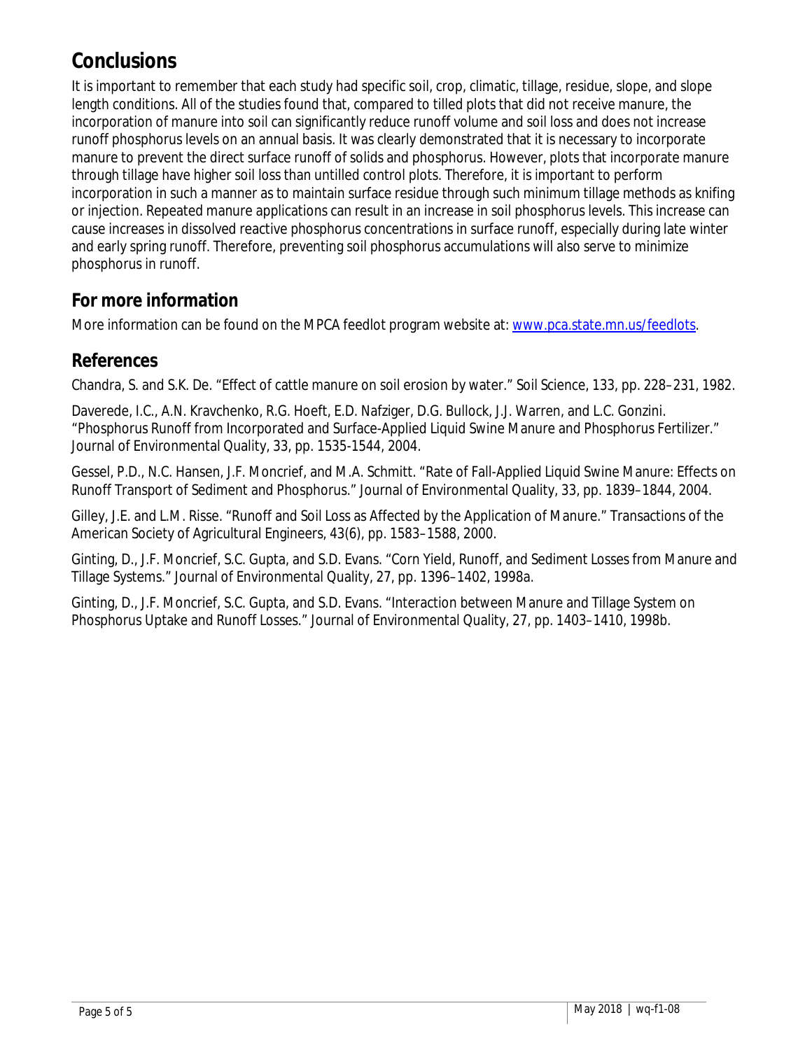## Conclusions

It is important to remember that each study had specific soil, crop, climatic, tillage, residue, slope, and slope length conditions. All of the studies found that, compared to tilled plots that did not receive manure, the incorporation of manure into soil can significantly reduce runoff volume and soil loss and does not increase runoff phosphorus levels on an annual basis. It was clearly demonstrated that it is necessary to incorporate manure to prevent the direct surface runoff of solids and phosphorus. However, plots that incorporate manure through tillage have higher soil loss than untilled control plots. Therefore, it is important to perform incorporation in such a manner as to maintain surface residue through such minimum tillage methods as knifing or injection. Repeated manure applications can result in an increase in soil phosphorus levels. This increase can cause increases in dissolved reactive phosphorus concentrations in surface runoff, especially during late winter and early spring runoff. Therefore, preventing soil phosphorus accumulations will also serve to minimize phosphorus in runoff.

## For more information

More information can be found on the MPCA feedlot program website at: [www.pca.state.mn.us/feedlots](www.pca.state.mn.us/feedlots).

## References

Chandra, S. and S.K. De. "Effect of cattle manure on soil erosion by water." Soil Science, 133, pp. 228–231, 1982.

Daverede, I.C., A.N. Kravchenko, R.G. Hoeft, E.D. Nafziger, D.G. Bullock, J.J. Warren, and L.C. Gonzini. "Phosphorus Runoff from Incorporated and Surface-Applied Liquid Swine Manure and Phosphorus Fertilizer." Journal of Environmental Quality, 33, pp. 1535-1544, 2004.

Gessel, P.D., N.C. Hansen, J.F. Moncrief, and M.A. Schmitt. "Rate of Fall-Applied Liquid Swine Manure: Effects on Runoff Transport of Sediment and Phosphorus." Journal of Environmental Quality, 33, pp. 1839–1844, 2004.

Gilley, J.E. and L.M. Risse. "Runoff and Soil Loss as Affected by the Application of Manure." Transactions of the American Society of Agricultural Engineers, 43(6), pp. 1583–1588, 2000.

Ginting, D., J.F. Moncrief, S.C. Gupta, and S.D. Evans. "Corn Yield, Runoff, and Sediment Losses from Manure and Tillage Systems." Journal of Environmental Quality, 27, pp. 1396–1402, 1998a.

Ginting, D., J.F. Moncrief, S.C. Gupta, and S.D. Evans. "Interaction between Manure and Tillage System on Phosphorus Uptake and Runoff Losses." Journal of Environmental Quality, 27, pp. 1403–1410, 1998b.